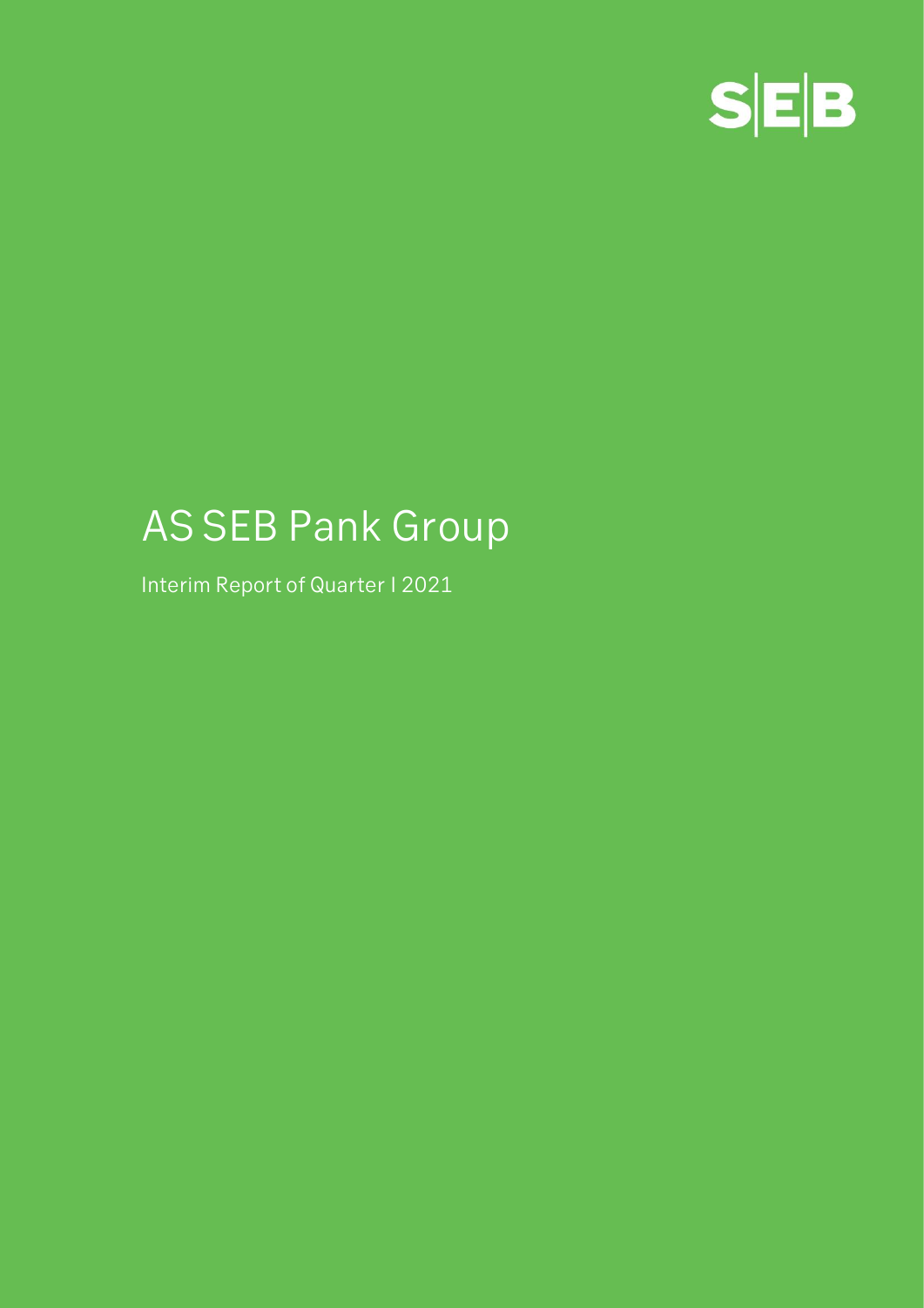SEB

# AS SEB Pank Group

Interim Report of Quarter I 2021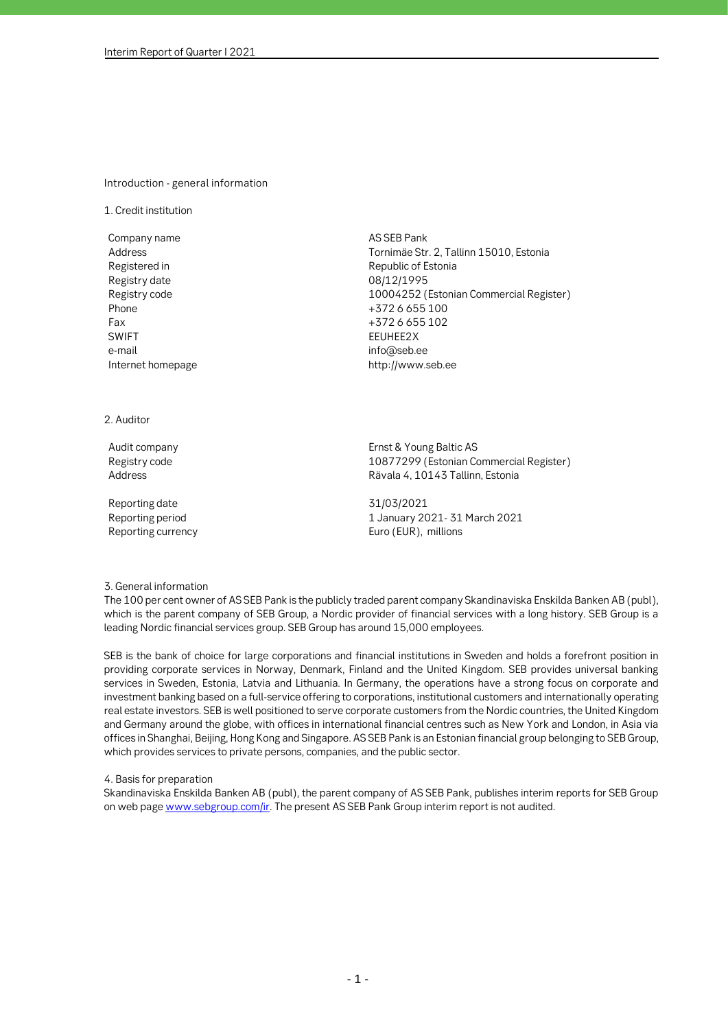## Introduction - general information

### 1. Credit institution

| | |
|---|---|
| Company name | AS SEB Pank |
| Address | Tornimäe Str. 2, Tallinn 15010, Estonia |
| Registered in | Republic of Estonia |
| Registry date | 08/12/1995 |
| Registry code | 10004252 (Estonian Commercial Register) |
| Phone | +372 6 655 100 |
| Fax | +372 6 655 102 |
| SWIFT | EEUHEE2X |
| e-mail | info@seb.ee |
| Internet homepage | http://www.seb.ee |

### 2. Auditor

| | |
|---|---|
| Audit company | Ernst & Young Baltic AS |
| Registry code | 10877299 (Estonian Commercial Register) |
| Address | Rävala 4, 10143 Tallinn, Estonia |
| Reporting date | 31/03/2021 |
| Reporting period | 1 January 2021- 31 March 2021 |
| Reporting currency | Euro (EUR), millions |

### 3. General information

The 100 per cent owner of AS SEB Pank is the publicly traded parent company Skandinaviska Enskilda Banken AB (publ), which is the parent company of SEB Group, a Nordic provider of financial services with a long history. SEB Group is a leading Nordic financial services group. SEB Group has around 15,000 employees.

SEB is the bank of choice for large corporations and financial institutions in Sweden and holds a forefront position in providing corporate services in Norway, Denmark, Finland and the United Kingdom. SEB provides universal banking services in Sweden, Estonia, Latvia and Lithuania. In Germany, the operations have a strong focus on corporate and investment banking based on a full-service offering to corporations, institutional customers and internationally operating real estate investors. SEB is well positioned to serve corporate customers from the Nordic countries, the United Kingdom and Germany around the globe, with offices in international financial centres such as New York and London, in Asia via offices in Shanghai, Beijing, Hong Kong and Singapore. AS SEB Pank is an Estonian financial group belonging to SEB Group, which provides services to private persons, companies, and the public sector.

### 4. Basis for preparation

Skandinaviska Enskilda Banken AB (publ), the parent company of AS SEB Pank, publishes interim reports for SEB Group on web page www.sebgroup.com/ir. The present AS SEB Pank Group interim report is not audited.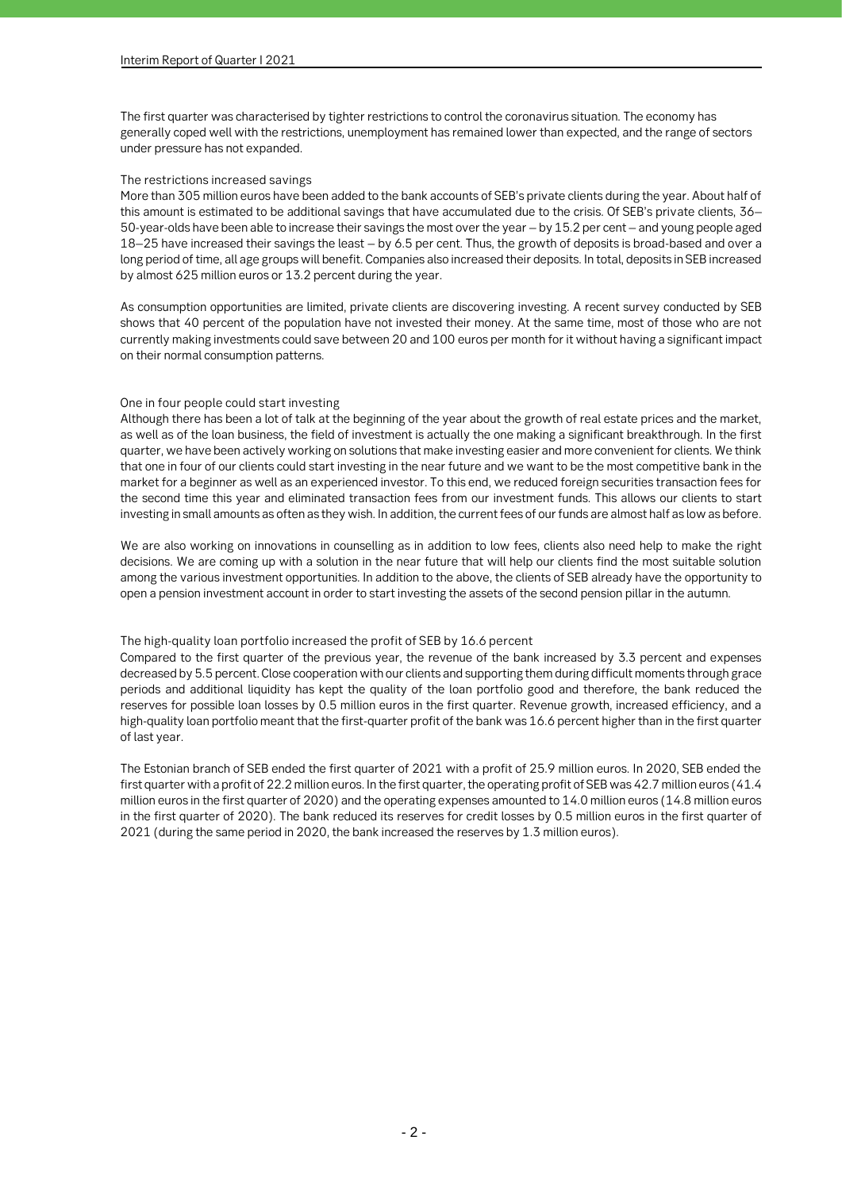The first quarter was characterised by tighter restrictions to control the coronavirus situation. The economy has generally coped well with the restrictions, unemployment has remained lower than expected, and the range of sectors under pressure has not expanded.

### The restrictions increased savings

More than 305 million euros have been added to the bank accounts of SEB's private clients during the year. About half of this amount is estimated to be additional savings that have accumulated due to the crisis. Of SEB's private clients, 36–50-year-olds have been able to increase their savings the most over the year – by 15.2 per cent – and young people aged 18–25 have increased their savings the least – by 6.5 per cent. Thus, the growth of deposits is broad-based and over a long period of time, all age groups will benefit. Companies also increased their deposits. In total, deposits in SEB increased by almost 625 million euros or 13.2 percent during the year.

As consumption opportunities are limited, private clients are discovering investing. A recent survey conducted by SEB shows that 40 percent of the population have not invested their money. At the same time, most of those who are not currently making investments could save between 20 and 100 euros per month for it without having a significant impact on their normal consumption patterns.

### One in four people could start investing

Although there has been a lot of talk at the beginning of the year about the growth of real estate prices and the market, as well as of the loan business, the field of investment is actually the one making a significant breakthrough. In the first quarter, we have been actively working on solutions that make investing easier and more convenient for clients. We think that one in four of our clients could start investing in the near future and we want to be the most competitive bank in the market for a beginner as well as an experienced investor. To this end, we reduced foreign securities transaction fees for the second time this year and eliminated transaction fees from our investment funds. This allows our clients to start investing in small amounts as often as they wish. In addition, the current fees of our funds are almost half as low as before.

We are also working on innovations in counselling as in addition to low fees, clients also need help to make the right decisions. We are coming up with a solution in the near future that will help our clients find the most suitable solution among the various investment opportunities. In addition to the above, the clients of SEB already have the opportunity to open a pension investment account in order to start investing the assets of the second pension pillar in the autumn.

### The high-quality loan portfolio increased the profit of SEB by 16.6 percent

Compared to the first quarter of the previous year, the revenue of the bank increased by 3.3 percent and expenses decreased by 5.5 percent. Close cooperation with our clients and supporting them during difficult moments through grace periods and additional liquidity has kept the quality of the loan portfolio good and therefore, the bank reduced the reserves for possible loan losses by 0.5 million euros in the first quarter. Revenue growth, increased efficiency, and a high-quality loan portfolio meant that the first-quarter profit of the bank was 16.6 percent higher than in the first quarter of last year.

The Estonian branch of SEB ended the first quarter of 2021 with a profit of 25.9 million euros. In 2020, SEB ended the first quarter with a profit of 22.2 million euros. In the first quarter, the operating profit of SEB was 42.7 million euros (41.4 million euros in the first quarter of 2020) and the operating expenses amounted to 14.0 million euros (14.8 million euros in the first quarter of 2020). The bank reduced its reserves for credit losses by 0.5 million euros in the first quarter of 2021 (during the same period in 2020, the bank increased the reserves by 1.3 million euros).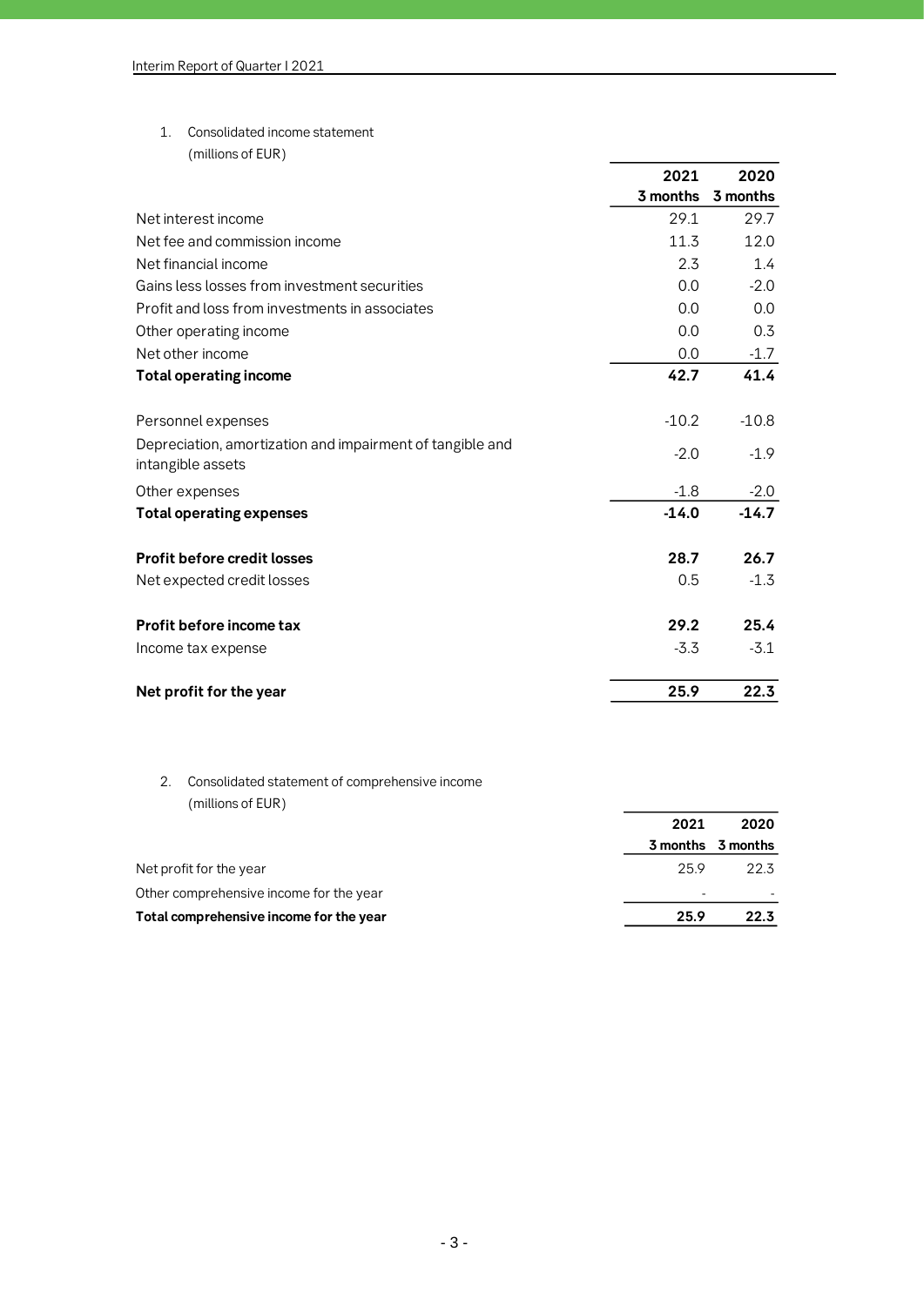1. Consolidated income statement
   (millions of EUR)

| | 2021<br>3 months | 2020<br>3 months |
|---|---|---|
| Net interest income | 29.1 | 29.7 |
| Net fee and commission income | 11.3 | 12.0 |
| Net financial income | 2.3 | 1.4 |
| Gains less losses from investment securities | 0.0 | -2.0 |
| Profit and loss from investments in associates | 0.0 | 0.0 |
| Other operating income | 0.0 | 0.3 |
| Net other income | 0.0 | -1.7 |
| **Total operating income** | **42.7** | **41.4** |
| | | |
| Personnel expenses | -10.2 | -10.8 |
| Depreciation, amortization and impairment of tangible and intangible assets | -2.0 | -1.9 |
| Other expenses | -1.8 | -2.0 |
| **Total operating expenses** | **-14.0** | **-14.7** |
| | | |
| **Profit before credit losses** | **28.7** | **26.7** |
| Net expected credit losses | 0.5 | -1.3 |
| | | |
| **Profit before income tax** | **29.2** | **25.4** |
| Income tax expense | -3.3 | -3.1 |
| | | |
| **Net profit for the year** | **25.9** | **22.3** |

2. Consolidated statement of comprehensive income
   (millions of EUR)

| | 2021<br>3 months | 2020<br>3 months |
|---|---|---|
| Net profit for the year | 25.9 | 22.3 |
| Other comprehensive income for the year | - | - |
| **Total comprehensive income for the year** | **25.9** | **22.3** |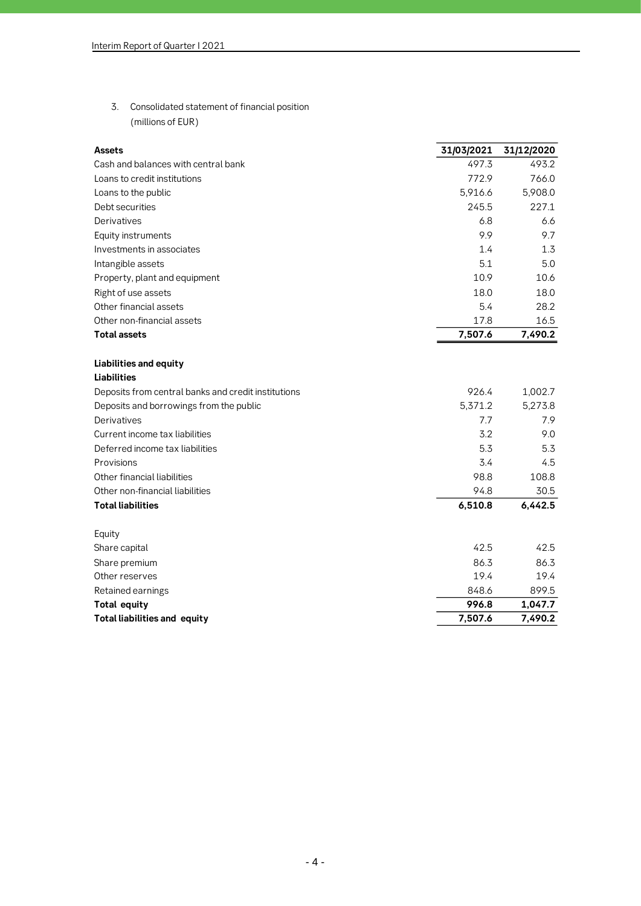3. Consolidated statement of financial position
(millions of EUR)

| **Assets** | **31/03/2021** | **31/12/2020** |
|---|---|---|
| Cash and balances with central bank | 497.3 | 493.2 |
| Loans to credit institutions | 772.9 | 766.0 |
| Loans to the public | 5,916.6 | 5,908.0 |
| Debt securities | 245.5 | 227.1 |
| Derivatives | 6.8 | 6.6 |
| Equity instruments | 9.9 | 9.7 |
| Investments in associates | 1.4 | 1.3 |
| Intangible assets | 5.1 | 5.0 |
| Property, plant and equipment | 10.9 | 10.6 |
| Right of use assets | 18.0 | 18.0 |
| Other financial assets | 5.4 | 28.2 |
| Other non-financial assets | 17.8 | 16.5 |
| **Total assets** | **7,507.6** | **7,490.2** |
| | | |
| **Liabilities and equity** | | |
| **Liabilities** | | |
| Deposits from central banks and credit institutions | 926.4 | 1,002.7 |
| Deposits and borrowings from the public | 5,371.2 | 5,273.8 |
| Derivatives | 7.7 | 7.9 |
| Current income tax liabilities | 3.2 | 9.0 |
| Deferred income tax liabilities | 5.3 | 5.3 |
| Provisions | 3.4 | 4.5 |
| Other financial liabilities | 98.8 | 108.8 |
| Other non-financial liabilities | 94.8 | 30.5 |
| **Total liabilities** | **6,510.8** | **6,442.5** |
| | | |
| Equity | | |
| Share capital | 42.5 | 42.5 |
| Share premium | 86.3 | 86.3 |
| Other reserves | 19.4 | 19.4 |
| Retained earnings | 848.6 | 899.5 |
| **Total equity** | **996.8** | **1,047.7** |
| **Total liabilities and equity** | **7,507.6** | **7,490.2** |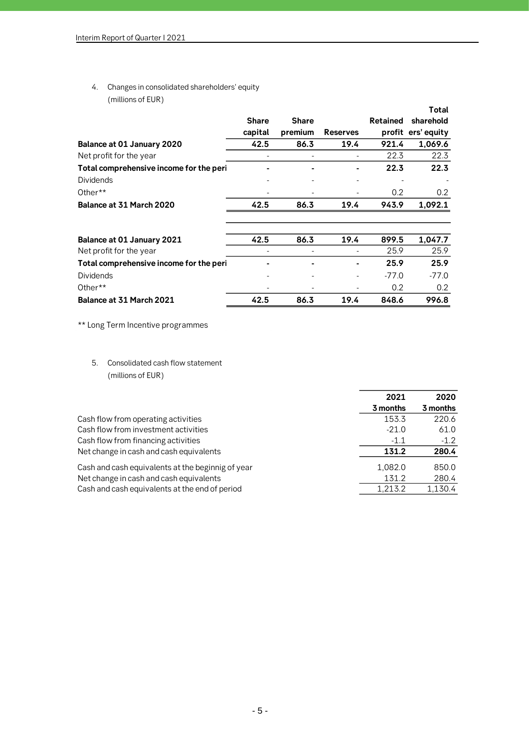4. Changes in consolidated shareholders' equity
   (millions of EUR)

| | Share capital | Share premium | Reserves | Retained profit | Total shareholders' equity |
|---|---|---|---|---|---|
| **Balance at 01 January 2020** | **42.5** | **86.3** | **19.4** | **921.4** | **1,069.6** |
| Net profit for the year | - | - | - | 22.3 | 22.3 |
| **Total comprehensive income for the peri** | **-** | **-** | **-** | **22.3** | **22.3** |
| Dividends | - | - | - | - | - |
| Other** | - | - | - | 0.2 | 0.2 |
| **Balance at 31 March 2020** | **42.5** | **86.3** | **19.4** | **943.9** | **1,092.1** |
| | | | | | |
| **Balance at 01 January 2021** | **42.5** | **86.3** | **19.4** | **899.5** | **1,047.7** |
| Net profit for the year | - | - | - | 25.9 | 25.9 |
| **Total comprehensive income for the peri** | **-** | **-** | **-** | **25.9** | **25.9** |
| Dividends | - | - | - | -77.0 | -77.0 |
| Other** | - | - | - | 0.2 | 0.2 |
| **Balance at 31 March 2021** | **42.5** | **86.3** | **19.4** | **848.6** | **996.8** |

** Long Term Incentive programmes

5. Consolidated cash flow statement
   (millions of EUR)

| | 2021 3 months | 2020 3 months |
|---|---|---|
| Cash flow from operating activities | 153.3 | 220.6 |
| Cash flow from investment activities | -21.0 | 61.0 |
| Cash flow from financing activities | -1.1 | -1.2 |
| Net change in cash and cash equivalents | **131.2** | **280.4** |
| Cash and cash equivalents at the beginnig of year | 1,082.0 | 850.0 |
| Net change in cash and cash equivalents | 131.2 | 280.4 |
| Cash and cash equivalents at the end of period | 1,213.2 | 1,130.4 |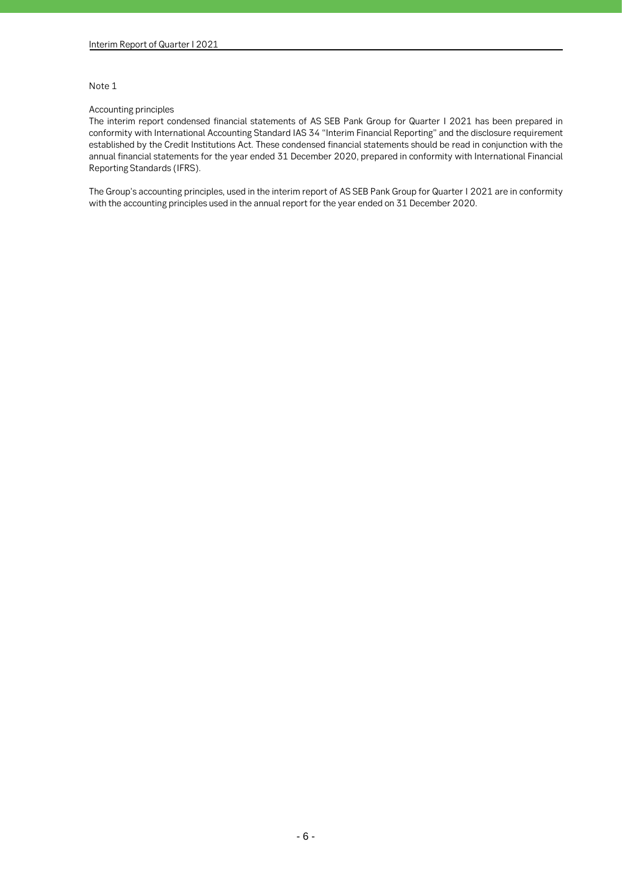Note 1

Accounting principles

The interim report condensed financial statements of AS SEB Pank Group for Quarter I 2021 has been prepared in conformity with International Accounting Standard IAS 34 "Interim Financial Reporting" and the disclosure requirement established by the Credit Institutions Act. These condensed financial statements should be read in conjunction with the annual financial statements for the year ended 31 December 2020, prepared in conformity with International Financial Reporting Standards (IFRS).

The Group's accounting principles, used in the interim report of AS SEB Pank Group for Quarter I 2021 are in conformity with the accounting principles used in the annual report for the year ended on 31 December 2020.